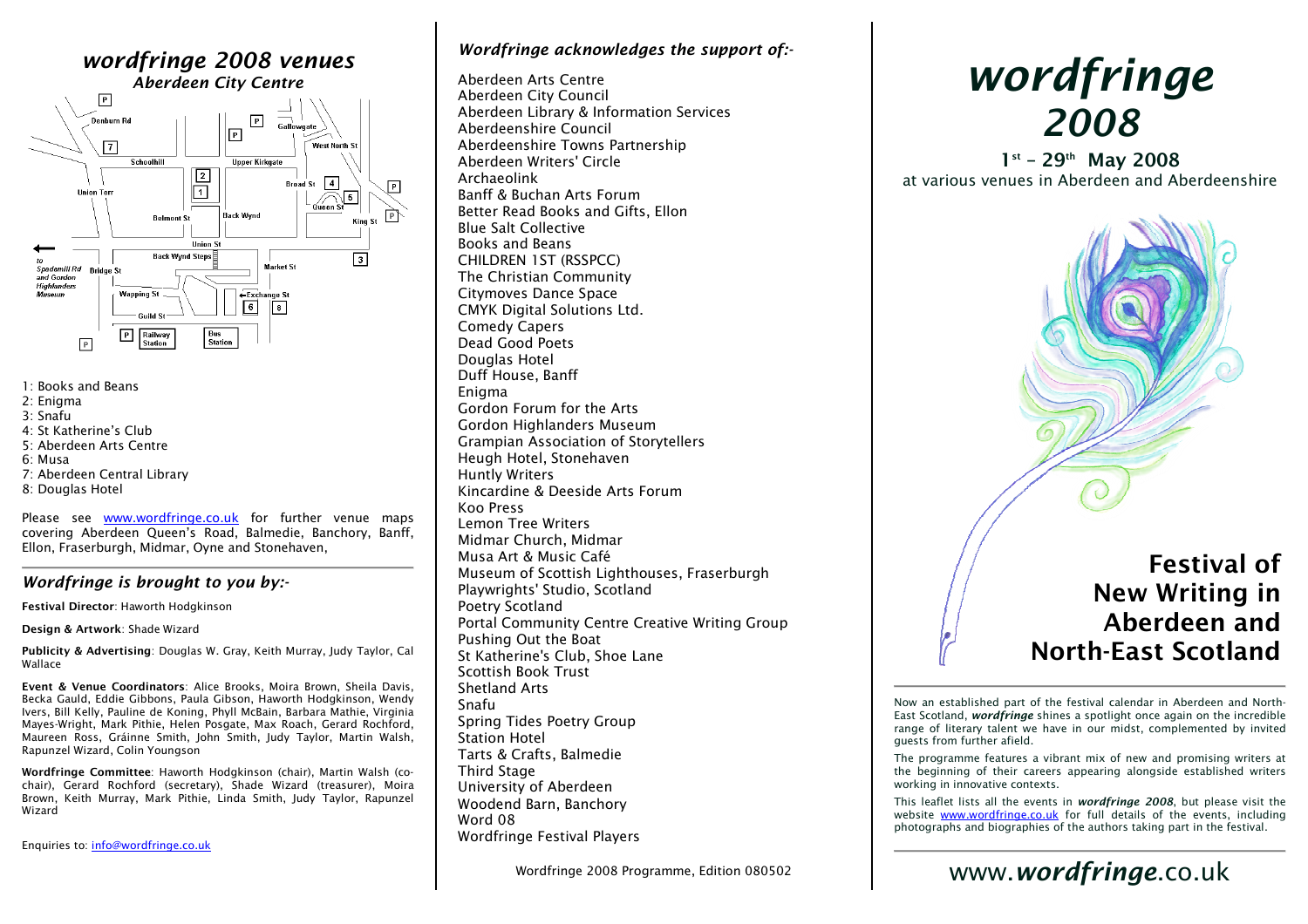## wordfringe 2008 venues

*Aberdeen City Centre*

1: Books and Beans
2: Enigma
3: Snafu
4: St Katherine's Club
5: Aberdeen Arts Centre
6: Musa
7: Aberdeen Central Library
8: Douglas Hotel

Please see www.wordfringe.co.uk for further venue maps covering Aberdeen Queen's Road, Balmedie, Banchory, Banff, Ellon, Fraserburgh, Midmar, Oyne and Stonehaven,

## *Wordfringe is brought to you by:-*

**Festival Director**: Haworth Hodgkinson

**Design & Artwork**: Shade Wizard

**Publicity & Advertising**: Douglas W. Gray, Keith Murray, Judy Taylor, Cal Wallace

**Event & Venue Coordinators**: Alice Brooks, Moira Brown, Sheila Davis, Becka Gauld, Eddie Gibbons, Paula Gibson, Haworth Hodgkinson, Wendy Ivers, Bill Kelly, Pauline de Koning, Phyll McBain, Barbara Mathie, Virginia Mayes-Wright, Mark Pithie, Helen Posgate, Max Roach, Gerard Rochford, Maureen Ross, Gráinne Smith, John Smith, Judy Taylor, Martin Walsh, Rapunzel Wizard, Colin Youngson

**Wordfringe Committee**: Haworth Hodgkinson (chair), Martin Walsh (co-chair), Gerard Rochford (secretary), Shade Wizard (treasurer), Moira Brown, Keith Murray, Mark Pithie, Linda Smith, Judy Taylor, Rapunzel Wizard

Enquiries to: info@wordfringe.co.uk

## *Wordfringe acknowledges the support of:-*

Aberdeen Arts Centre
Aberdeen City Council
Aberdeen Library & Information Services
Aberdeenshire Council
Aberdeenshire Towns Partnership
Aberdeen Writers' Circle
Archaeolink
Banff & Buchan Arts Forum
Better Read Books and Gifts, Ellon
Blue Salt Collective
Books and Beans
CHILDREN 1ST (RSSPCC)
The Christian Community
Citymoves Dance Space
CMYK Digital Solutions Ltd.
Comedy Capers
Dead Good Poets
Douglas Hotel
Duff House, Banff
Enigma
Gordon Forum for the Arts
Gordon Highlanders Museum
Grampian Association of Storytellers
Heugh Hotel, Stonehaven
Huntly Writers
Kincardine & Deeside Arts Forum
Koo Press
Lemon Tree Writers
Midmar Church, Midmar
Musa Art & Music Café
Museum of Scottish Lighthouses, Fraserburgh
Playwrights' Studio, Scotland
Poetry Scotland
Portal Community Centre Creative Writing Group
Pushing Out the Boat
St Katherine's Club, Shoe Lane
Scottish Book Trust
Shetland Arts
Snafu
Spring Tides Poetry Group
Station Hotel
Tarts & Crafts, Balmedie
Third Stage
University of Aberdeen
Woodend Barn, Banchory
Word 08
Wordfringe Festival Players

Wordfringe 2008 Programme, Edition 080502

# *wordfringe 2008*

**1st – 29th May 2008**

at various venues in Aberdeen and Aberdeenshire

## Festival of New Writing in Aberdeen and North-East Scotland

Now an established part of the festival calendar in Aberdeen and North-East Scotland, ***wordfringe*** shines a spotlight once again on the incredible range of literary talent we have in our midst, complemented by invited guests from further afield.

The programme features a vibrant mix of new and promising writers at the beginning of their careers appearing alongside established writers working in innovative contexts.

This leaflet lists all the events in ***wordfringe 2008***, but please visit the website www.wordfringe.co.uk for full details of the events, including photographs and biographies of the authors taking part in the festival.

www.***wordfringe***.co.uk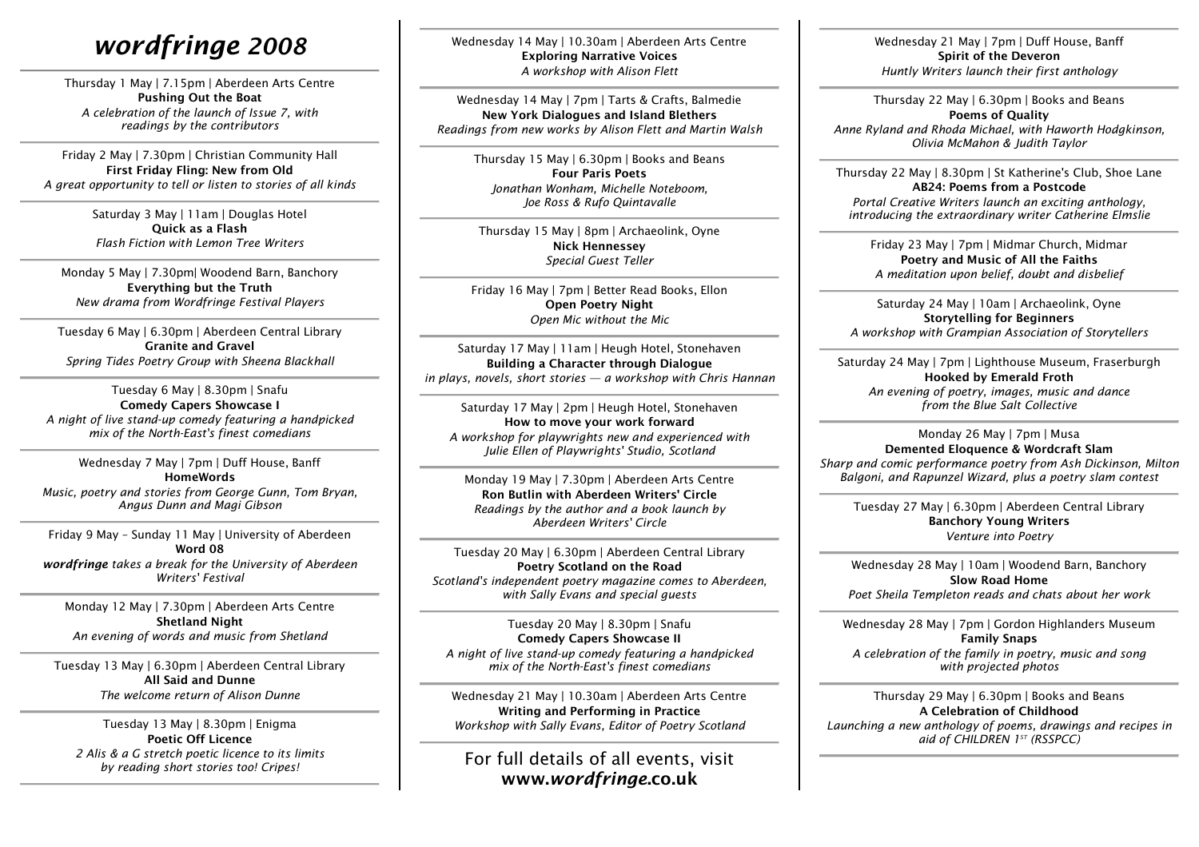# *wordfringe 2008*

Thursday 1 May | 7.15pm | Aberdeen Arts Centre
**Pushing Out the Boat**
*A celebration of the launch of Issue 7, with readings by the contributors*

---

Friday 2 May | 7.30pm | Christian Community Hall
**First Friday Fling: New from Old**
*A great opportunity to tell or listen to stories of all kinds*

---

Saturday 3 May | 11am | Douglas Hotel
**Quick as a Flash**
*Flash Fiction with Lemon Tree Writers*

---

Monday 5 May | 7.30pm| Woodend Barn, Banchory
**Everything but the Truth**
*New drama from Wordfringe Festival Players*

---

Tuesday 6 May | 6.30pm | Aberdeen Central Library
**Granite and Gravel**
*Spring Tides Poetry Group with Sheena Blackhall*

---

Tuesday 6 May | 8.30pm | Snafu
**Comedy Capers Showcase I**
*A night of live stand-up comedy featuring a handpicked mix of the North-East's finest comedians*

---

Wednesday 7 May | 7pm | Duff House, Banff
**HomeWords**
*Music, poetry and stories from George Gunn, Tom Bryan, Angus Dunn and Magi Gibson*

---

Friday 9 May – Sunday 11 May | University of Aberdeen
**Word 08**
***wordfringe** takes a break for the University of Aberdeen Writers' Festival*

---

Monday 12 May | 7.30pm | Aberdeen Arts Centre
**Shetland Night**
*An evening of words and music from Shetland*

---

Tuesday 13 May | 6.30pm | Aberdeen Central Library
**All Said and Dunne**
*The welcome return of Alison Dunne*

---

Tuesday 13 May | 8.30pm | Enigma
**Poetic Off Licence**
*2 Alis & a G stretch poetic licence to its limits by reading short stories too! Cripes!*

---

Wednesday 14 May | 10.30am | Aberdeen Arts Centre
**Exploring Narrative Voices**
*A workshop with Alison Flett*

---

Wednesday 14 May | 7pm | Tarts & Crafts, Balmedie
**New York Dialogues and Island Blethers**
*Readings from new works by Alison Flett and Martin Walsh*

---

Thursday 15 May | 6.30pm | Books and Beans
**Four Paris Poets**
*Jonathan Wonham, Michelle Noteboom, Joe Ross & Rufo Quintavalle*

---

Thursday 15 May | 8pm | Archaeolink, Oyne
**Nick Hennessey**
*Special Guest Teller*

---

Friday 16 May | 7pm | Better Read Books, Ellon
**Open Poetry Night**
*Open Mic without the Mic*

---

Saturday 17 May | 11am | Heugh Hotel, Stonehaven
**Building a Character through Dialogue**
*in plays, novels, short stories — a workshop with Chris Hannan*

---

Saturday 17 May | 2pm | Heugh Hotel, Stonehaven
**How to move your work forward**
*A workshop for playwrights new and experienced with Julie Ellen of Playwrights' Studio, Scotland*

---

Monday 19 May | 7.30pm | Aberdeen Arts Centre
**Ron Butlin with Aberdeen Writers' Circle**
*Readings by the author and a book launch by Aberdeen Writers' Circle*

---

Tuesday 20 May | 6.30pm | Aberdeen Central Library
**Poetry Scotland on the Road**
*Scotland's independent poetry magazine comes to Aberdeen, with Sally Evans and special guests*

---

Tuesday 20 May | 8.30pm | Snafu
**Comedy Capers Showcase II**
*A night of live stand-up comedy featuring a handpicked mix of the North-East's finest comedians*

---

Wednesday 21 May | 10.30am | Aberdeen Arts Centre
**Writing and Performing in Practice**
*Workshop with Sally Evans, Editor of Poetry Scotland*

---

For full details of all events, visit
**www.*wordfringe*.co.uk**

---

Wednesday 21 May | 7pm | Duff House, Banff
**Spirit of the Deveron**
*Huntly Writers launch their first anthology*

---

Thursday 22 May | 6.30pm | Books and Beans
**Poems of Quality**
*Anne Ryland and Rhoda Michael, with Haworth Hodgkinson, Olivia McMahon & Judith Taylor*

---

Thursday 22 May | 8.30pm | St Katherine's Club, Shoe Lane
**AB24: Poems from a Postcode**
*Portal Creative Writers launch an exciting anthology, introducing the extraordinary writer Catherine Elmslie*

---

Friday 23 May | 7pm | Midmar Church, Midmar
**Poetry and Music of All the Faiths**
*A meditation upon belief, doubt and disbelief*

---

Saturday 24 May | 10am | Archaeolink, Oyne
**Storytelling for Beginners**
*A workshop with Grampian Association of Storytellers*

---

Saturday 24 May | 7pm | Lighthouse Museum, Fraserburgh
**Hooked by Emerald Froth**
*An evening of poetry, images, music and dance from the Blue Salt Collective*

---

Monday 26 May | 7pm | Musa
**Demented Eloquence & Wordcraft Slam**
*Sharp and comic performance poetry from Ash Dickinson, Milton Balgoni, and Rapunzel Wizard, plus a poetry slam contest*

---

Tuesday 27 May | 6.30pm | Aberdeen Central Library
**Banchory Young Writers**
*Venture into Poetry*

---

Wednesday 28 May | 10am | Woodend Barn, Banchory
**Slow Road Home**
*Poet Sheila Templeton reads and chats about her work*

---

Wednesday 28 May | 7pm | Gordon Highlanders Museum
**Family Snaps**
*A celebration of the family in poetry, music and song with projected photos*

---

Thursday 29 May | 6.30pm | Books and Beans
**A Celebration of Childhood**
*Launching a new anthology of poems, drawings and recipes in aid of CHILDREN 1ST (RSSPCC)*